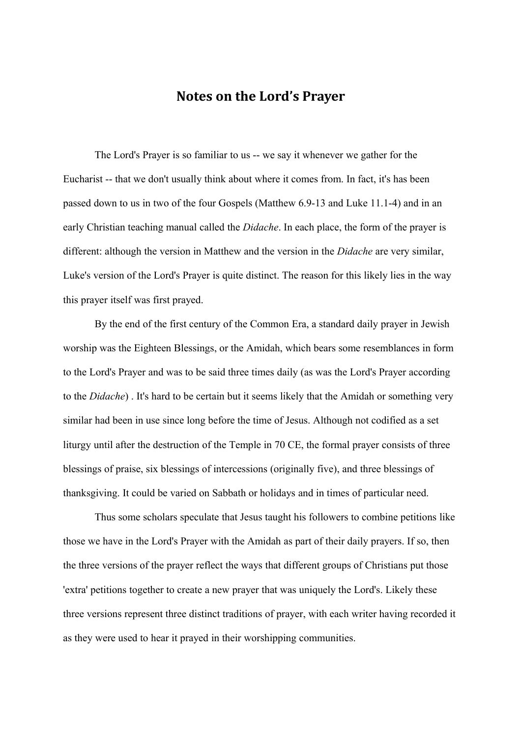# Notes on the Lord's Prayer

The Lord's Prayer is so familiar to us -- we say it whenever we gather for the Eucharist -- that we don't usually think about where it comes from. In fact, it's has been passed down to us in two of the four Gospels (Matthew 6.9-13 and Luke 11.1-4) and in an early Christian teaching manual called the *Didache*. In each place, the form of the prayer is different: although the version in Matthew and the version in the *Didache* are very similar, Luke's version of the Lord's Prayer is quite distinct. The reason for this likely lies in the way this prayer itself was first prayed.

By the end of the first century of the Common Era, a standard daily prayer in Jewish worship was the Eighteen Blessings, or the Amidah, which bears some resemblances in form to the Lord's Prayer and was to be said three times daily (as was the Lord's Prayer according to the *Didache*) . It's hard to be certain but it seems likely that the Amidah or something very similar had been in use since long before the time of Jesus. Although not codified as a set liturgy until after the destruction of the Temple in 70 CE, the formal prayer consists of three blessings of praise, six blessings of intercessions (originally five), and three blessings of thanksgiving. It could be varied on Sabbath or holidays and in times of particular need.

Thus some scholars speculate that Jesus taught his followers to combine petitions like those we have in the Lord's Prayer with the Amidah as part of their daily prayers. If so, then the three versions of the prayer reflect the ways that different groups of Christians put those 'extra' petitions together to create a new prayer that was uniquely the Lord's. Likely these three versions represent three distinct traditions of prayer, with each writer having recorded it as they were used to hear it prayed in their worshipping communities.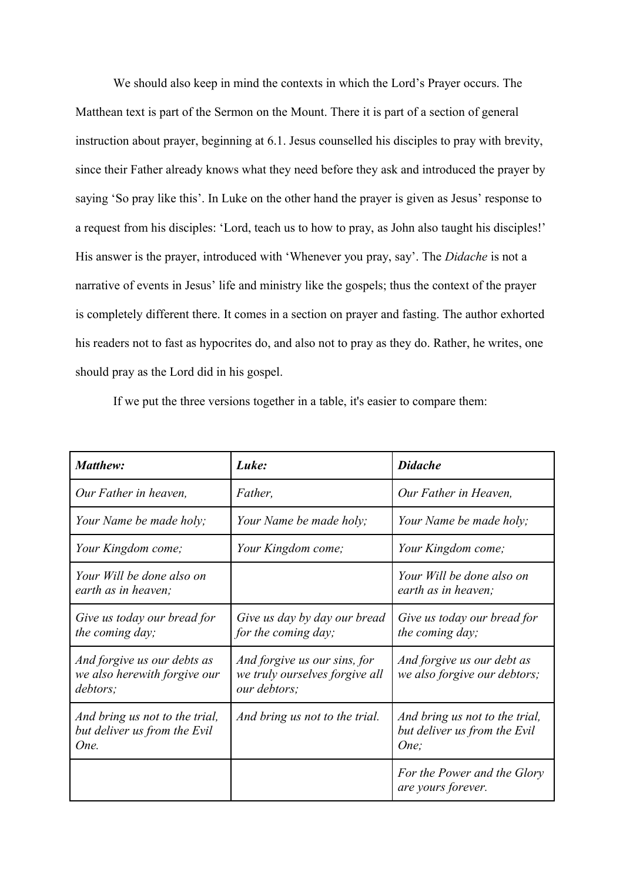We should also keep in mind the contexts in which the Lord's Prayer occurs. The Matthean text is part of the Sermon on the Mount. There it is part of a section of general instruction about prayer, beginning at 6.1. Jesus counselled his disciples to pray with brevity, since their Father already knows what they need before they ask and introduced the prayer by saying 'So pray like this'. In Luke on the other hand the prayer is given as Jesus' response to a request from his disciples: 'Lord, teach us to how to pray, as John also taught his disciples!' His answer is the prayer, introduced with 'Whenever you pray, say'. The *Didache* is not a narrative of events in Jesus' life and ministry like the gospels; thus the context of the prayer is completely different there. It comes in a section on prayer and fasting. The author exhorted his readers not to fast as hypocrites do, and also not to pray as they do. Rather, he writes, one should pray as the Lord did in his gospel.

If we put the three versions together in a table, it's easier to compare them:

| ***Matthew:*** | ***Luke:*** | ***Didache*** |
|---|---|---|
| *Our Father in heaven,* | *Father,* | *Our Father in Heaven,* |
| *Your Name be made holy;* | *Your Name be made holy;* | *Your Name be made holy;* |
| *Your Kingdom come;* | *Your Kingdom come;* | *Your Kingdom come;* |
| *Your Will be done also on earth as in heaven;* | | *Your Will be done also on earth as in heaven;* |
| *Give us today our bread for the coming day;* | *Give us day by day our bread for the coming day;* | *Give us today our bread for the coming day;* |
| *And forgive us our debts as we also herewith forgive our debtors;* | *And forgive us our sins, for we truly ourselves forgive all our debtors;* | *And forgive us our debt as we also forgive our debtors;* |
| *And bring us not to the trial, but deliver us from the Evil One.* | *And bring us not to the trial.* | *And bring us not to the trial, but deliver us from the Evil One;* |
| | | *For the Power and the Glory are yours forever.* |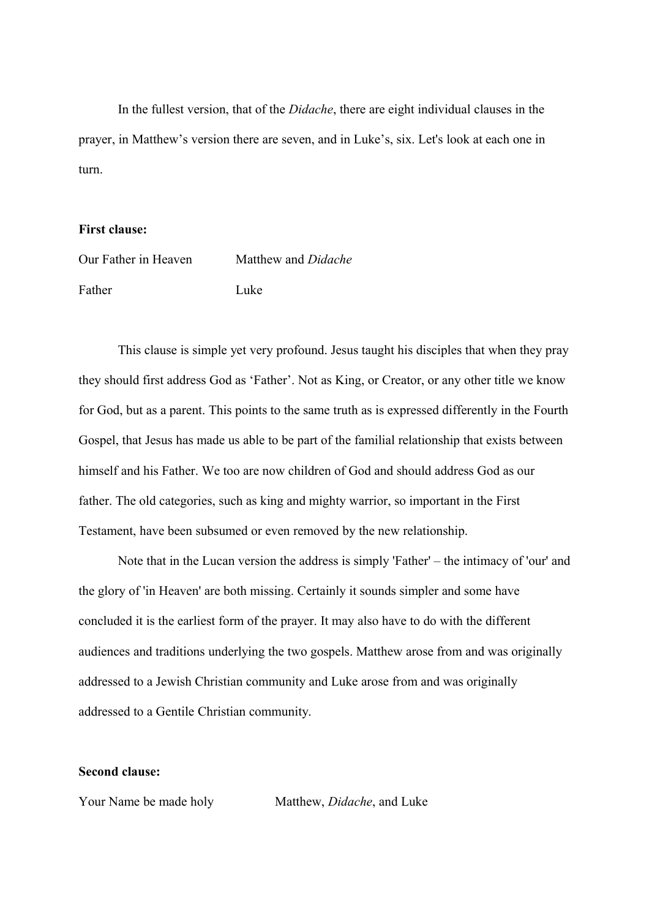In the fullest version, that of the *Didache*, there are eight individual clauses in the prayer, in Matthew's version there are seven, and in Luke's, six. Let's look at each one in turn.

**First clause:**

| | |
|---|---|
| Our Father in Heaven | Matthew and *Didache* |
| Father | Luke |

This clause is simple yet very profound. Jesus taught his disciples that when they pray they should first address God as 'Father'. Not as King, or Creator, or any other title we know for God, but as a parent. This points to the same truth as is expressed differently in the Fourth Gospel, that Jesus has made us able to be part of the familial relationship that exists between himself and his Father. We too are now children of God and should address God as our father. The old categories, such as king and mighty warrior, so important in the First Testament, have been subsumed or even removed by the new relationship.

Note that in the Lucan version the address is simply 'Father' – the intimacy of 'our' and the glory of 'in Heaven' are both missing. Certainly it sounds simpler and some have concluded it is the earliest form of the prayer. It may also have to do with the different audiences and traditions underlying the two gospels. Matthew arose from and was originally addressed to a Jewish Christian community and Luke arose from and was originally addressed to a Gentile Christian community.

**Second clause:**

| | |
|---|---|
| Your Name be made holy | Matthew, *Didache*, and Luke |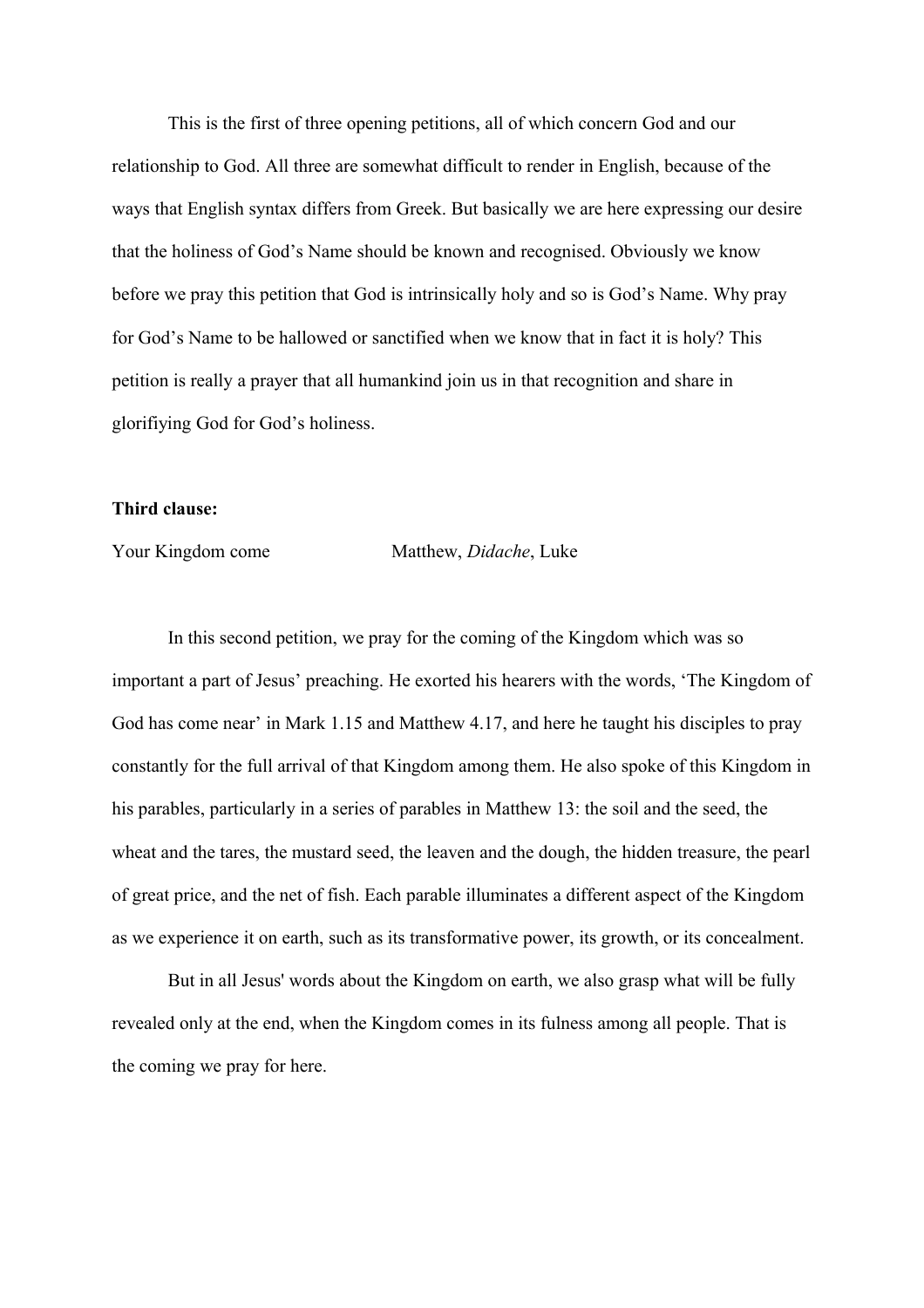This is the first of three opening petitions, all of which concern God and our relationship to God. All three are somewhat difficult to render in English, because of the ways that English syntax differs from Greek. But basically we are here expressing our desire that the holiness of God's Name should be known and recognised. Obviously we know before we pray this petition that God is intrinsically holy and so is God's Name. Why pray for God's Name to be hallowed or sanctified when we know that in fact it is holy? This petition is really a prayer that all humankind join us in that recognition and share in glorifiying God for God's holiness.

**Third clause:**

Your Kingdom come Matthew, *Didache*, Luke

In this second petition, we pray for the coming of the Kingdom which was so important a part of Jesus' preaching. He exorted his hearers with the words, 'The Kingdom of God has come near' in Mark 1.15 and Matthew 4.17, and here he taught his disciples to pray constantly for the full arrival of that Kingdom among them. He also spoke of this Kingdom in his parables, particularly in a series of parables in Matthew 13: the soil and the seed, the wheat and the tares, the mustard seed, the leaven and the dough, the hidden treasure, the pearl of great price, and the net of fish. Each parable illuminates a different aspect of the Kingdom as we experience it on earth, such as its transformative power, its growth, or its concealment.

But in all Jesus' words about the Kingdom on earth, we also grasp what will be fully revealed only at the end, when the Kingdom comes in its fulness among all people. That is the coming we pray for here.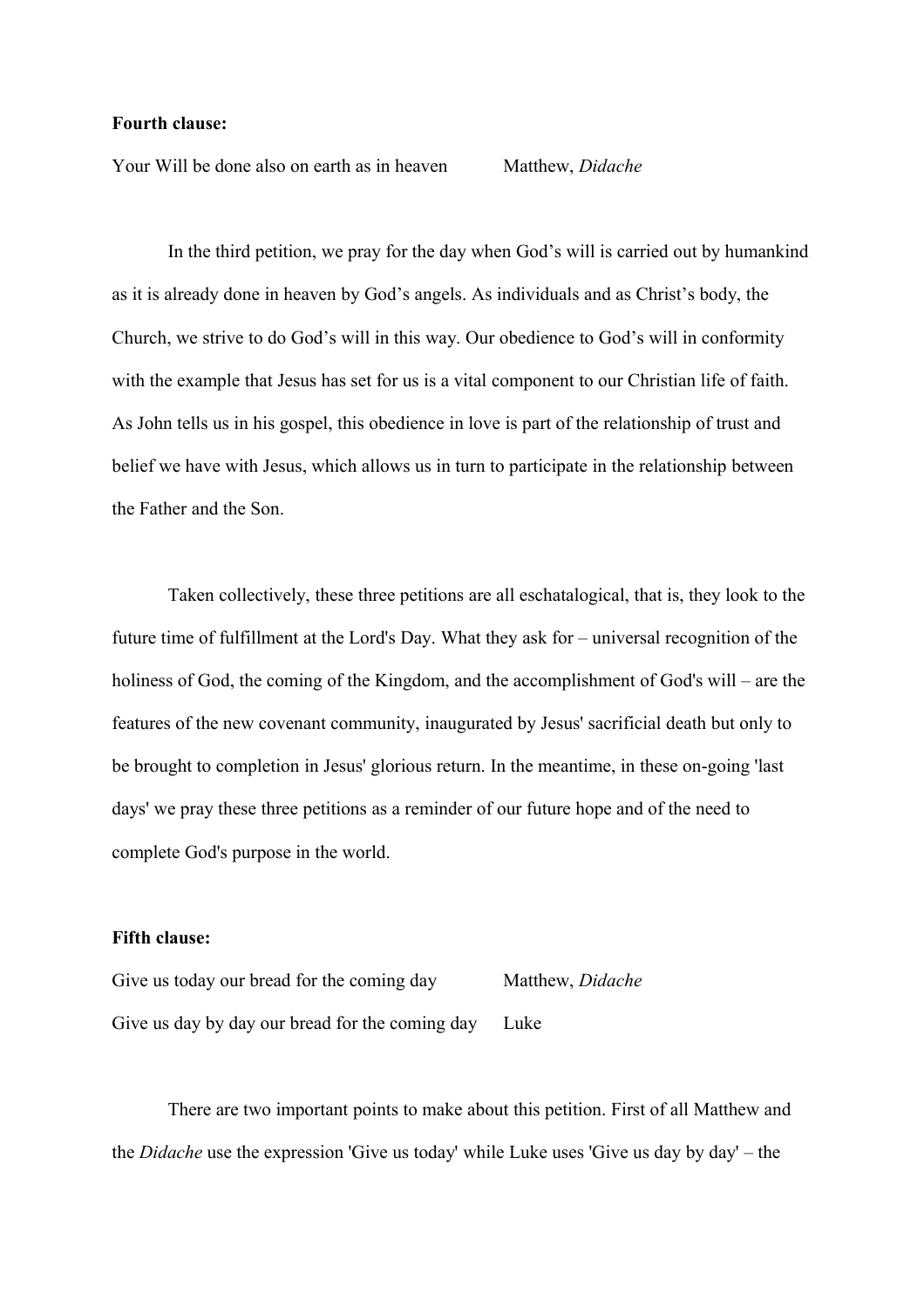**Fourth clause:**

| | |
|---|---|
| Your Will be done also on earth as in heaven | Matthew, *Didache* |

In the third petition, we pray for the day when God's will is carried out by humankind as it is already done in heaven by God's angels. As individuals and as Christ's body, the Church, we strive to do God's will in this way. Our obedience to God's will in conformity with the example that Jesus has set for us is a vital component to our Christian life of faith. As John tells us in his gospel, this obedience in love is part of the relationship of trust and belief we have with Jesus, which allows us in turn to participate in the relationship between the Father and the Son.

Taken collectively, these three petitions are all eschatalogical, that is, they look to the future time of fulfillment at the Lord's Day. What they ask for – universal recognition of the holiness of God, the coming of the Kingdom, and the accomplishment of God's will – are the features of the new covenant community, inaugurated by Jesus' sacrificial death but only to be brought to completion in Jesus' glorious return. In the meantime, in these on-going 'last days' we pray these three petitions as a reminder of our future hope and of the need to complete God's purpose in the world.

**Fifth clause:**

| | |
|---|---|
| Give us today our bread for the coming day | Matthew, *Didache* |
| Give us day by day our bread for the coming day | Luke |

There are two important points to make about this petition. First of all Matthew and the *Didache* use the expression 'Give us today' while Luke uses 'Give us day by day' – the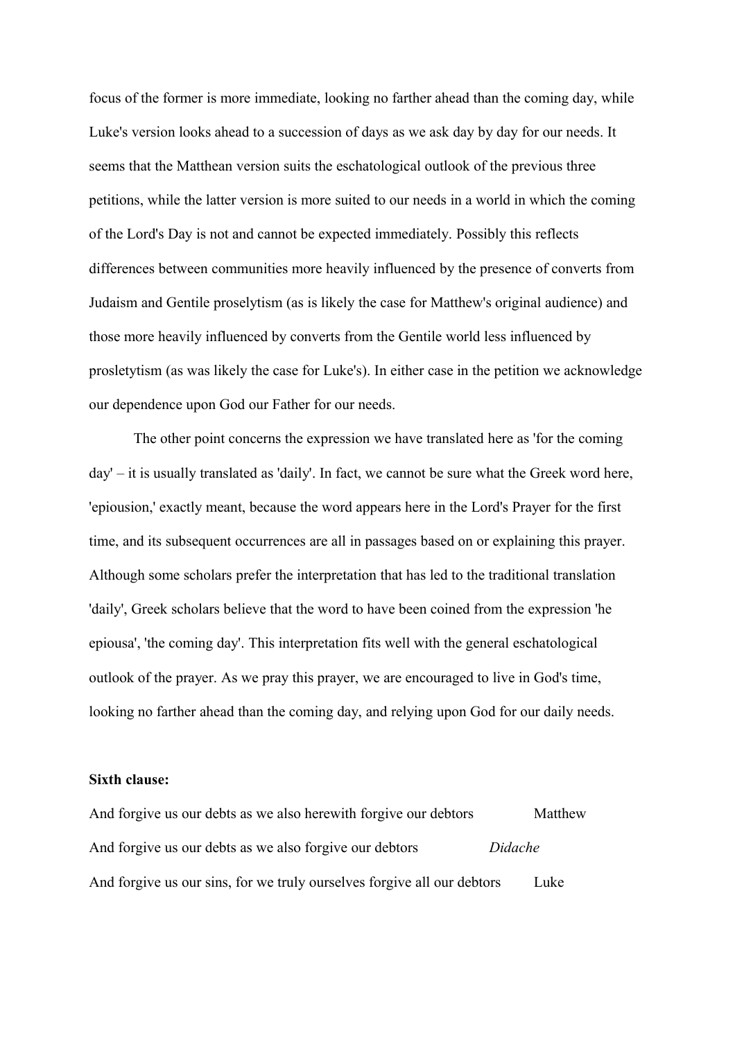focus of the former is more immediate, looking no farther ahead than the coming day, while Luke's version looks ahead to a succession of days as we ask day by day for our needs. It seems that the Matthean version suits the eschatological outlook of the previous three petitions, while the latter version is more suited to our needs in a world in which the coming of the Lord's Day is not and cannot be expected immediately. Possibly this reflects differences between communities more heavily influenced by the presence of converts from Judaism and Gentile proselytism (as is likely the case for Matthew's original audience) and those more heavily influenced by converts from the Gentile world less influenced by prosletytism (as was likely the case for Luke's). In either case in the petition we acknowledge our dependence upon God our Father for our needs.

The other point concerns the expression we have translated here as 'for the coming day' – it is usually translated as 'daily'. In fact, we cannot be sure what the Greek word here, 'epiousion,' exactly meant, because the word appears here in the Lord's Prayer for the first time, and its subsequent occurrences are all in passages based on or explaining this prayer. Although some scholars prefer the interpretation that has led to the traditional translation 'daily', Greek scholars believe that the word to have been coined from the expression 'he epiousa', 'the coming day'. This interpretation fits well with the general eschatological outlook of the prayer. As we pray this prayer, we are encouraged to live in God's time, looking no farther ahead than the coming day, and relying upon God for our daily needs.

**Sixth clause:**

| | |
|---|---|
| And forgive us our debts as we also herewith forgive our debtors | Matthew |
| And forgive us our debts as we also forgive our debtors | *Didache* |
| And forgive us our sins, for we truly ourselves forgive all our debtors | Luke |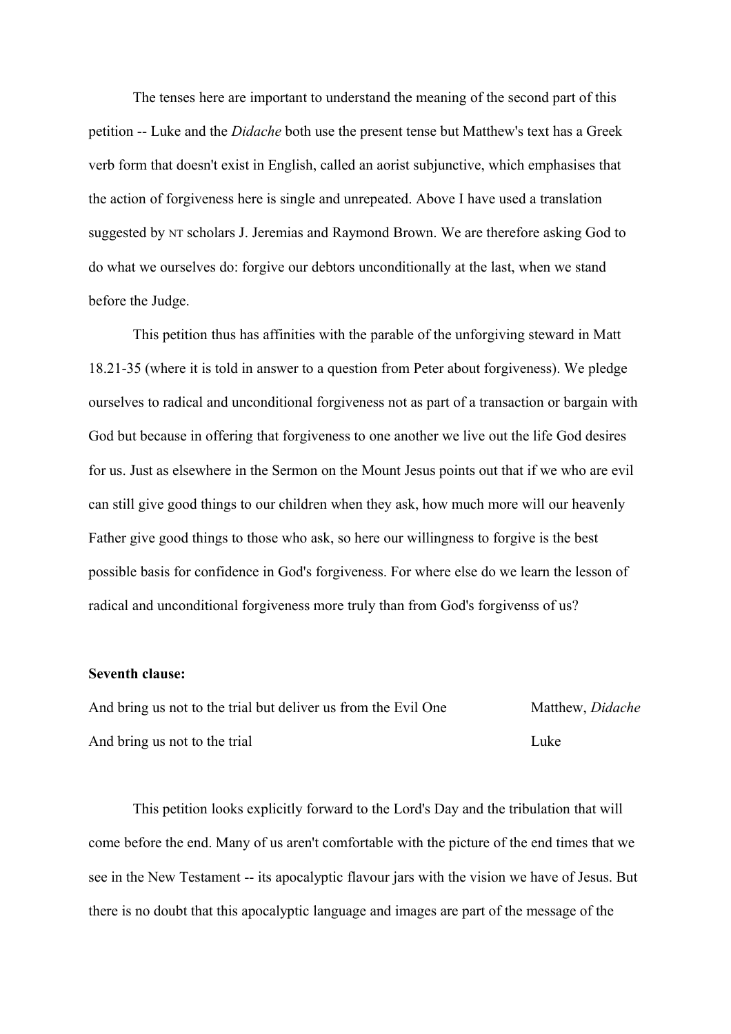The tenses here are important to understand the meaning of the second part of this petition -- Luke and the *Didache* both use the present tense but Matthew's text has a Greek verb form that doesn't exist in English, called an aorist subjunctive, which emphasises that the action of forgiveness here is single and unrepeated. Above I have used a translation suggested by NT scholars J. Jeremias and Raymond Brown. We are therefore asking God to do what we ourselves do: forgive our debtors unconditionally at the last, when we stand before the Judge.

This petition thus has affinities with the parable of the unforgiving steward in Matt 18.21-35 (where it is told in answer to a question from Peter about forgiveness). We pledge ourselves to radical and unconditional forgiveness not as part of a transaction or bargain with God but because in offering that forgiveness to one another we live out the life God desires for us. Just as elsewhere in the Sermon on the Mount Jesus points out that if we who are evil can still give good things to our children when they ask, how much more will our heavenly Father give good things to those who ask, so here our willingness to forgive is the best possible basis for confidence in God's forgiveness. For where else do we learn the lesson of radical and unconditional forgiveness more truly than from God's forgivenss of us?

**Seventh clause:**

| | |
|---|---|
| And bring us not to the trial but deliver us from the Evil One | Matthew, *Didache* |
| And bring us not to the trial | Luke |

This petition looks explicitly forward to the Lord's Day and the tribulation that will come before the end. Many of us aren't comfortable with the picture of the end times that we see in the New Testament -- its apocalyptic flavour jars with the vision we have of Jesus. But there is no doubt that this apocalyptic language and images are part of the message of the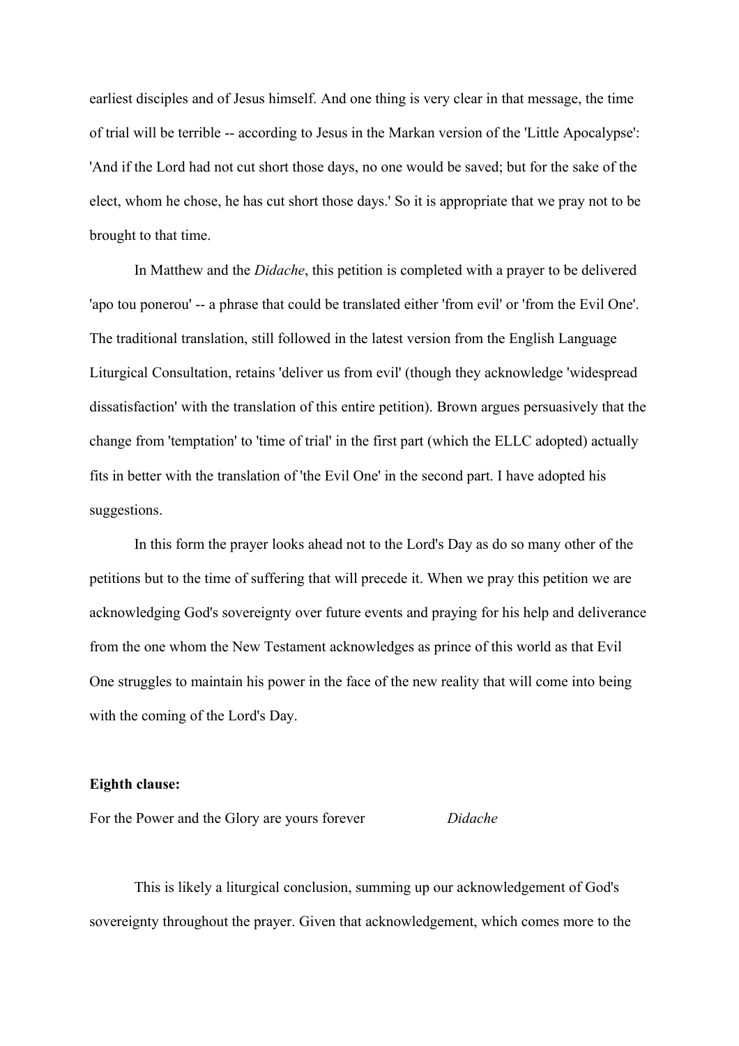earliest disciples and of Jesus himself. And one thing is very clear in that message, the time of trial will be terrible -- according to Jesus in the Markan version of the 'Little Apocalypse': 'And if the Lord had not cut short those days, no one would be saved; but for the sake of the elect, whom he chose, he has cut short those days.' So it is appropriate that we pray not to be brought to that time.

In Matthew and the *Didache*, this petition is completed with a prayer to be delivered 'apo tou ponerou' -- a phrase that could be translated either 'from evil' or 'from the Evil One'. The traditional translation, still followed in the latest version from the English Language Liturgical Consultation, retains 'deliver us from evil' (though they acknowledge 'widespread dissatisfaction' with the translation of this entire petition). Brown argues persuasively that the change from 'temptation' to 'time of trial' in the first part (which the ELLC adopted) actually fits in better with the translation of 'the Evil One' in the second part. I have adopted his suggestions.

In this form the prayer looks ahead not to the Lord's Day as do so many other of the petitions but to the time of suffering that will precede it. When we pray this petition we are acknowledging God's sovereignty over future events and praying for his help and deliverance from the one whom the New Testament acknowledges as prince of this world as that Evil One struggles to maintain his power in the face of the new reality that will come into being with the coming of the Lord's Day.

**Eighth clause:**

For the Power and the Glory are yours forever *Didache*

This is likely a liturgical conclusion, summing up our acknowledgement of God's sovereignty throughout the prayer. Given that acknowledgement, which comes more to the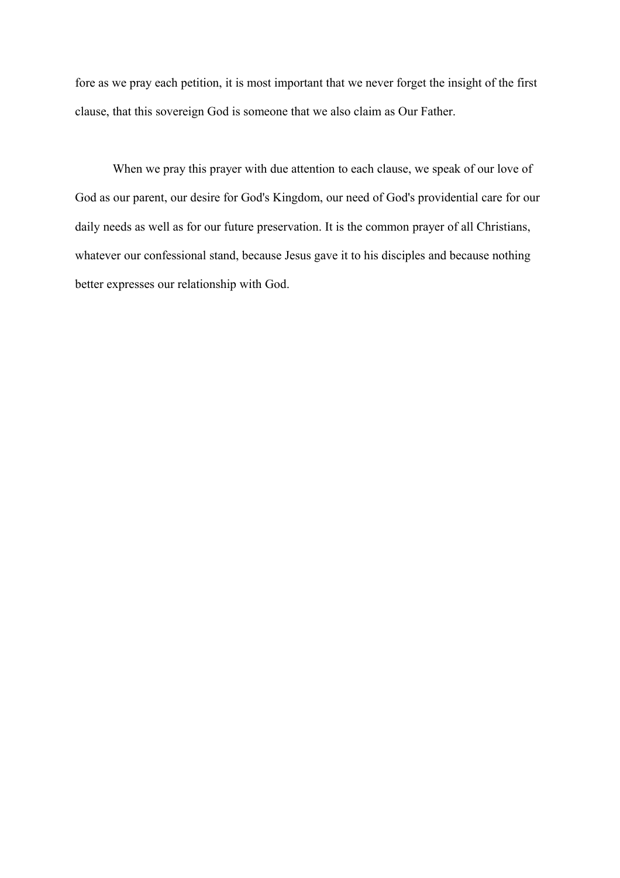fore as we pray each petition, it is most important that we never forget the insight of the first clause, that this sovereign God is someone that we also claim as Our Father.

When we pray this prayer with due attention to each clause, we speak of our love of God as our parent, our desire for God's Kingdom, our need of God's providential care for our daily needs as well as for our future preservation. It is the common prayer of all Christians, whatever our confessional stand, because Jesus gave it to his disciples and because nothing better expresses our relationship with God.